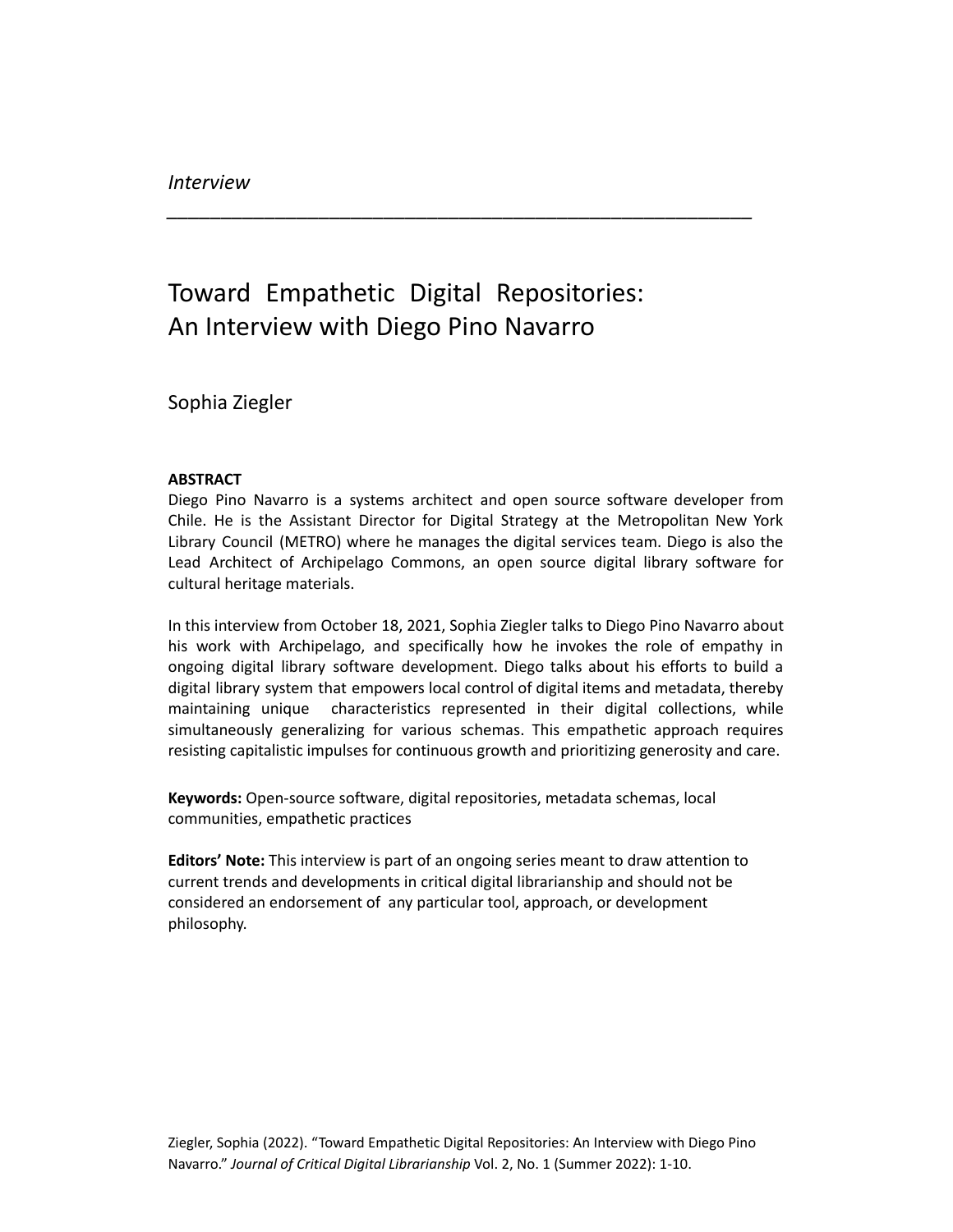*Interview*

---

# Toward Empathetic Digital Repositories: An Interview with Diego Pino Navarro

Sophia Ziegler

**ABSTRACT**

Diego Pino Navarro is a systems architect and open source software developer from Chile. He is the Assistant Director for Digital Strategy at the Metropolitan New York Library Council (METRO) where he manages the digital services team. Diego is also the Lead Architect of Archipelago Commons, an open source digital library software for cultural heritage materials.

In this interview from October 18, 2021, Sophia Ziegler talks to Diego Pino Navarro about his work with Archipelago, and specifically how he invokes the role of empathy in ongoing digital library software development. Diego talks about his efforts to build a digital library system that empowers local control of digital items and metadata, thereby maintaining unique characteristics represented in their digital collections, while simultaneously generalizing for various schemas. This empathetic approach requires resisting capitalistic impulses for continuous growth and prioritizing generosity and care.

**Keywords:** Open-source software, digital repositories, metadata schemas, local communities, empathetic practices

**Editors' Note:** This interview is part of an ongoing series meant to draw attention to current trends and developments in critical digital librarianship and should not be considered an endorsement of any particular tool, approach, or development philosophy.

Ziegler, Sophia (2022). "Toward Empathetic Digital Repositories: An Interview with Diego Pino Navarro." *Journal of Critical Digital Librarianship* Vol. 2, No. 1 (Summer 2022): 1-10.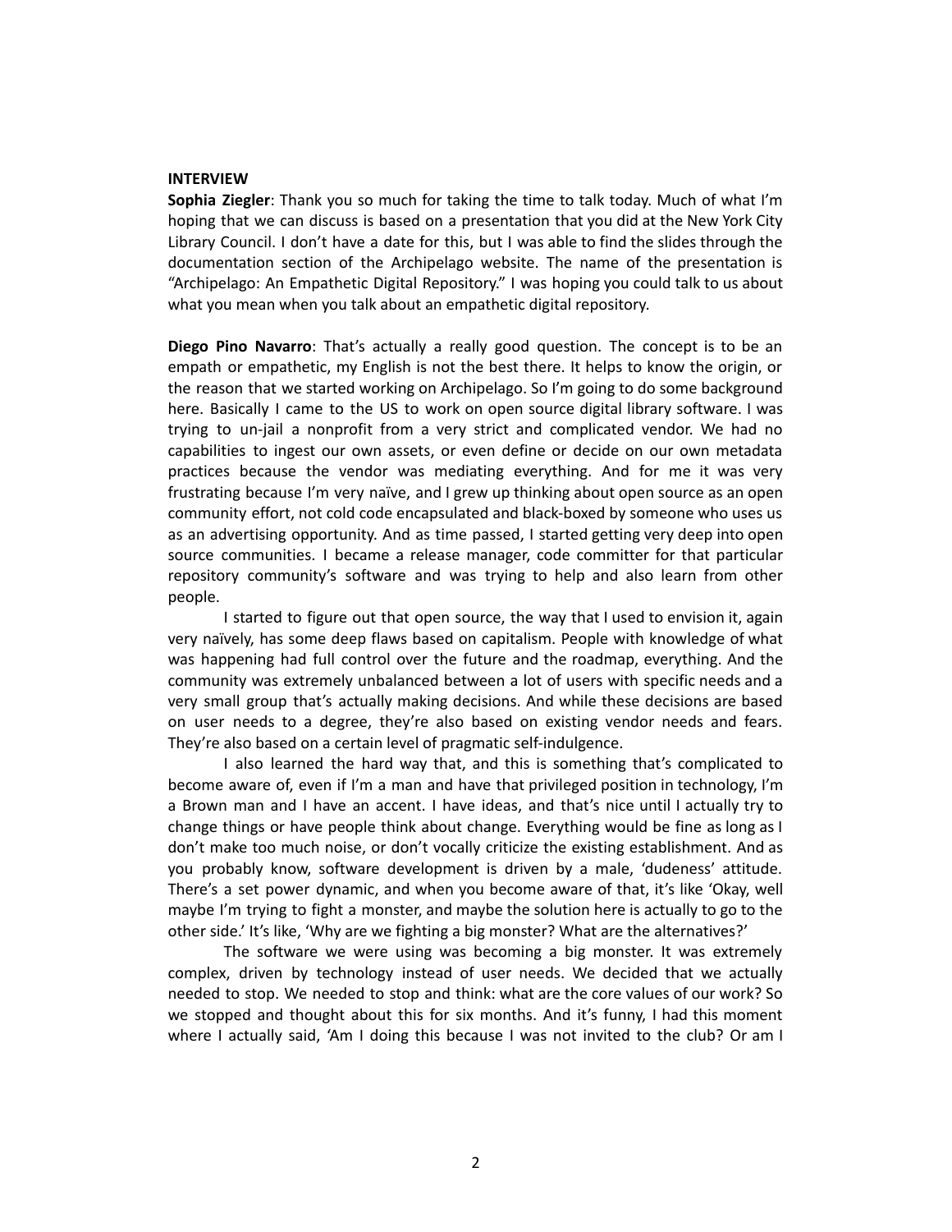**INTERVIEW**

**Sophia Ziegler**: Thank you so much for taking the time to talk today. Much of what I'm hoping that we can discuss is based on a presentation that you did at the New York City Library Council. I don't have a date for this, but I was able to find the slides through the documentation section of the Archipelago website. The name of the presentation is "Archipelago: An Empathetic Digital Repository." I was hoping you could talk to us about what you mean when you talk about an empathetic digital repository.

**Diego Pino Navarro**: That's actually a really good question. The concept is to be an empath or empathetic, my English is not the best there. It helps to know the origin, or the reason that we started working on Archipelago. So I'm going to do some background here. Basically I came to the US to work on open source digital library software. I was trying to un-jail a nonprofit from a very strict and complicated vendor. We had no capabilities to ingest our own assets, or even define or decide on our own metadata practices because the vendor was mediating everything. And for me it was very frustrating because I'm very naïve, and I grew up thinking about open source as an open community effort, not cold code encapsulated and black-boxed by someone who uses us as an advertising opportunity. And as time passed, I started getting very deep into open source communities. I became a release manager, code committer for that particular repository community's software and was trying to help and also learn from other people.

I started to figure out that open source, the way that I used to envision it, again very naïvely, has some deep flaws based on capitalism. People with knowledge of what was happening had full control over the future and the roadmap, everything. And the community was extremely unbalanced between a lot of users with specific needs and a very small group that's actually making decisions. And while these decisions are based on user needs to a degree, they're also based on existing vendor needs and fears. They're also based on a certain level of pragmatic self-indulgence.

I also learned the hard way that, and this is something that's complicated to become aware of, even if I'm a man and have that privileged position in technology, I'm a Brown man and I have an accent. I have ideas, and that's nice until I actually try to change things or have people think about change. Everything would be fine as long as I don't make too much noise, or don't vocally criticize the existing establishment. And as you probably know, software development is driven by a male, 'dudeness' attitude. There's a set power dynamic, and when you become aware of that, it's like 'Okay, well maybe I'm trying to fight a monster, and maybe the solution here is actually to go to the other side.' It's like, 'Why are we fighting a big monster? What are the alternatives?'

The software we were using was becoming a big monster. It was extremely complex, driven by technology instead of user needs. We decided that we actually needed to stop. We needed to stop and think: what are the core values of our work? So we stopped and thought about this for six months. And it's funny, I had this moment where I actually said, 'Am I doing this because I was not invited to the club? Or am I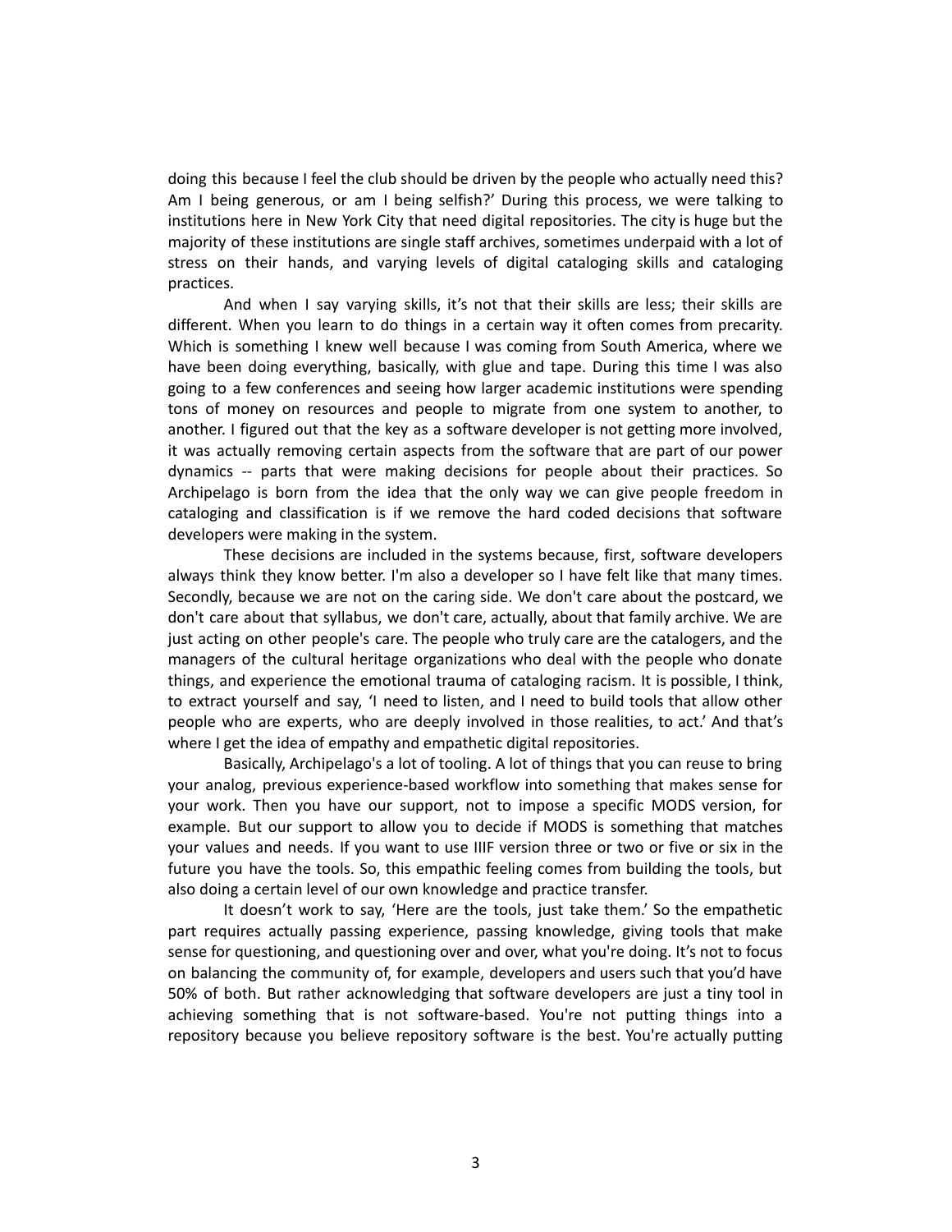doing this because I feel the club should be driven by the people who actually need this? Am I being generous, or am I being selfish?' During this process, we were talking to institutions here in New York City that need digital repositories. The city is huge but the majority of these institutions are single staff archives, sometimes underpaid with a lot of stress on their hands, and varying levels of digital cataloging skills and cataloging practices.

And when I say varying skills, it's not that their skills are less; their skills are different. When you learn to do things in a certain way it often comes from precarity. Which is something I knew well because I was coming from South America, where we have been doing everything, basically, with glue and tape. During this time I was also going to a few conferences and seeing how larger academic institutions were spending tons of money on resources and people to migrate from one system to another, to another. I figured out that the key as a software developer is not getting more involved, it was actually removing certain aspects from the software that are part of our power dynamics -- parts that were making decisions for people about their practices. So Archipelago is born from the idea that the only way we can give people freedom in cataloging and classification is if we remove the hard coded decisions that software developers were making in the system.

These decisions are included in the systems because, first, software developers always think they know better. I'm also a developer so I have felt like that many times. Secondly, because we are not on the caring side. We don't care about the postcard, we don't care about that syllabus, we don't care, actually, about that family archive. We are just acting on other people's care. The people who truly care are the catalogers, and the managers of the cultural heritage organizations who deal with the people who donate things, and experience the emotional trauma of cataloging racism. It is possible, I think, to extract yourself and say, 'I need to listen, and I need to build tools that allow other people who are experts, who are deeply involved in those realities, to act.' And that's where I get the idea of empathy and empathetic digital repositories.

Basically, Archipelago's a lot of tooling. A lot of things that you can reuse to bring your analog, previous experience-based workflow into something that makes sense for your work. Then you have our support, not to impose a specific MODS version, for example. But our support to allow you to decide if MODS is something that matches your values and needs. If you want to use IIIF version three or two or five or six in the future you have the tools. So, this empathic feeling comes from building the tools, but also doing a certain level of our own knowledge and practice transfer.

It doesn't work to say, 'Here are the tools, just take them.' So the empathetic part requires actually passing experience, passing knowledge, giving tools that make sense for questioning, and questioning over and over, what you're doing. It's not to focus on balancing the community of, for example, developers and users such that you'd have 50% of both. But rather acknowledging that software developers are just a tiny tool in achieving something that is not software-based. You're not putting things into a repository because you believe repository software is the best. You're actually putting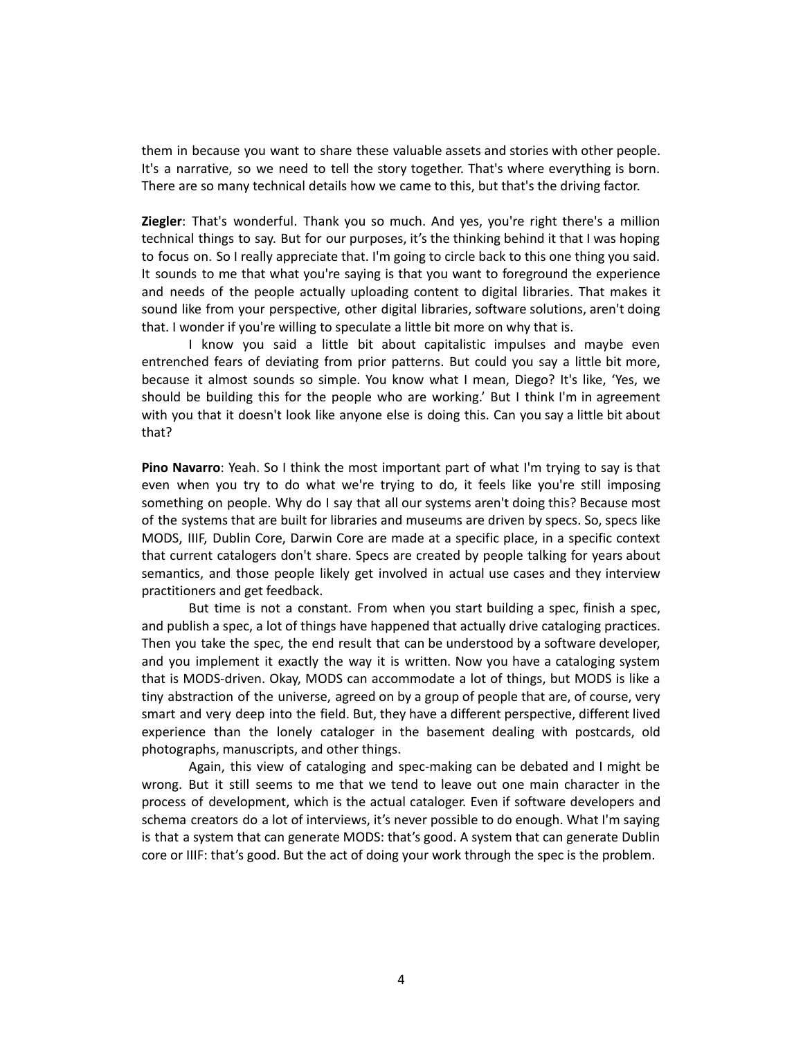them in because you want to share these valuable assets and stories with other people. It's a narrative, so we need to tell the story together. That's where everything is born. There are so many technical details how we came to this, but that's the driving factor.

**Ziegler**: That's wonderful. Thank you so much. And yes, you're right there's a million technical things to say. But for our purposes, it's the thinking behind it that I was hoping to focus on. So I really appreciate that. I'm going to circle back to this one thing you said. It sounds to me that what you're saying is that you want to foreground the experience and needs of the people actually uploading content to digital libraries. That makes it sound like from your perspective, other digital libraries, software solutions, aren't doing that. I wonder if you're willing to speculate a little bit more on why that is.

I know you said a little bit about capitalistic impulses and maybe even entrenched fears of deviating from prior patterns. But could you say a little bit more, because it almost sounds so simple. You know what I mean, Diego? It's like, 'Yes, we should be building this for the people who are working.' But I think I'm in agreement with you that it doesn't look like anyone else is doing this. Can you say a little bit about that?

**Pino Navarro**: Yeah. So I think the most important part of what I'm trying to say is that even when you try to do what we're trying to do, it feels like you're still imposing something on people. Why do I say that all our systems aren't doing this? Because most of the systems that are built for libraries and museums are driven by specs. So, specs like MODS, IIIF, Dublin Core, Darwin Core are made at a specific place, in a specific context that current catalogers don't share. Specs are created by people talking for years about semantics, and those people likely get involved in actual use cases and they interview practitioners and get feedback.

But time is not a constant. From when you start building a spec, finish a spec, and publish a spec, a lot of things have happened that actually drive cataloging practices. Then you take the spec, the end result that can be understood by a software developer, and you implement it exactly the way it is written. Now you have a cataloging system that is MODS-driven. Okay, MODS can accommodate a lot of things, but MODS is like a tiny abstraction of the universe, agreed on by a group of people that are, of course, very smart and very deep into the field. But, they have a different perspective, different lived experience than the lonely cataloger in the basement dealing with postcards, old photographs, manuscripts, and other things.

Again, this view of cataloging and spec-making can be debated and I might be wrong. But it still seems to me that we tend to leave out one main character in the process of development, which is the actual cataloger. Even if software developers and schema creators do a lot of interviews, it's never possible to do enough. What I'm saying is that a system that can generate MODS: that's good. A system that can generate Dublin core or IIIF: that's good. But the act of doing your work through the spec is the problem.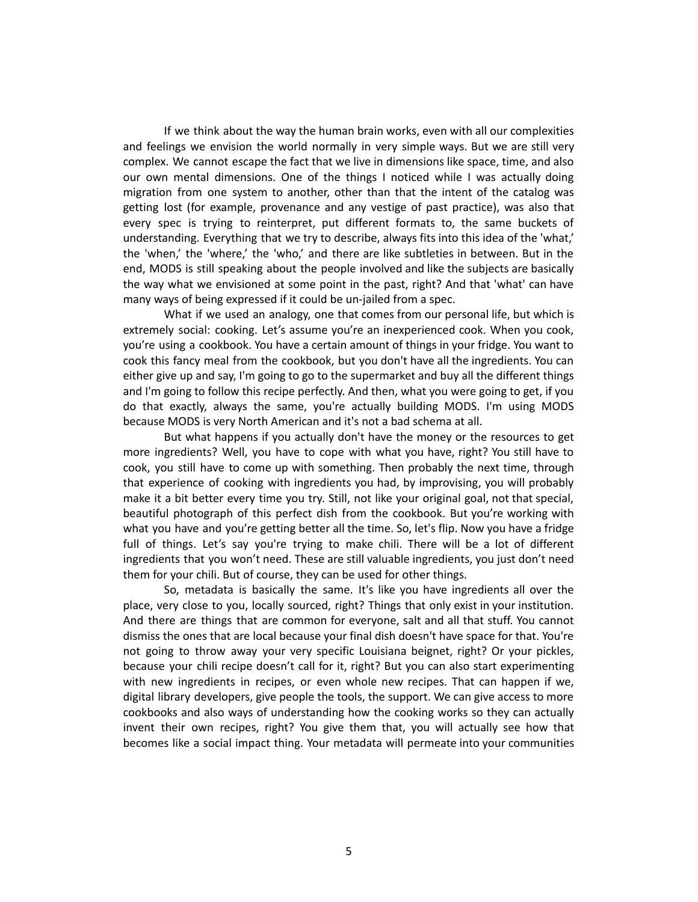If we think about the way the human brain works, even with all our complexities and feelings we envision the world normally in very simple ways. But we are still very complex. We cannot escape the fact that we live in dimensions like space, time, and also our own mental dimensions. One of the things I noticed while I was actually doing migration from one system to another, other than that the intent of the catalog was getting lost (for example, provenance and any vestige of past practice), was also that every spec is trying to reinterpret, put different formats to, the same buckets of understanding. Everything that we try to describe, always fits into this idea of the 'what,' the 'when,' the 'where,' the 'who,' and there are like subtleties in between. But in the end, MODS is still speaking about the people involved and like the subjects are basically the way what we envisioned at some point in the past, right? And that 'what' can have many ways of being expressed if it could be un-jailed from a spec.

What if we used an analogy, one that comes from our personal life, but which is extremely social: cooking. Let's assume you're an inexperienced cook. When you cook, you're using a cookbook. You have a certain amount of things in your fridge. You want to cook this fancy meal from the cookbook, but you don't have all the ingredients. You can either give up and say, I'm going to go to the supermarket and buy all the different things and I'm going to follow this recipe perfectly. And then, what you were going to get, if you do that exactly, always the same, you're actually building MODS. I'm using MODS because MODS is very North American and it's not a bad schema at all.

But what happens if you actually don't have the money or the resources to get more ingredients? Well, you have to cope with what you have, right? You still have to cook, you still have to come up with something. Then probably the next time, through that experience of cooking with ingredients you had, by improvising, you will probably make it a bit better every time you try. Still, not like your original goal, not that special, beautiful photograph of this perfect dish from the cookbook. But you're working with what you have and you're getting better all the time. So, let's flip. Now you have a fridge full of things. Let's say you're trying to make chili. There will be a lot of different ingredients that you won't need. These are still valuable ingredients, you just don't need them for your chili. But of course, they can be used for other things.

So, metadata is basically the same. It's like you have ingredients all over the place, very close to you, locally sourced, right? Things that only exist in your institution. And there are things that are common for everyone, salt and all that stuff. You cannot dismiss the ones that are local because your final dish doesn't have space for that. You're not going to throw away your very specific Louisiana beignet, right? Or your pickles, because your chili recipe doesn't call for it, right? But you can also start experimenting with new ingredients in recipes, or even whole new recipes. That can happen if we, digital library developers, give people the tools, the support. We can give access to more cookbooks and also ways of understanding how the cooking works so they can actually invent their own recipes, right? You give them that, you will actually see how that becomes like a social impact thing. Your metadata will permeate into your communities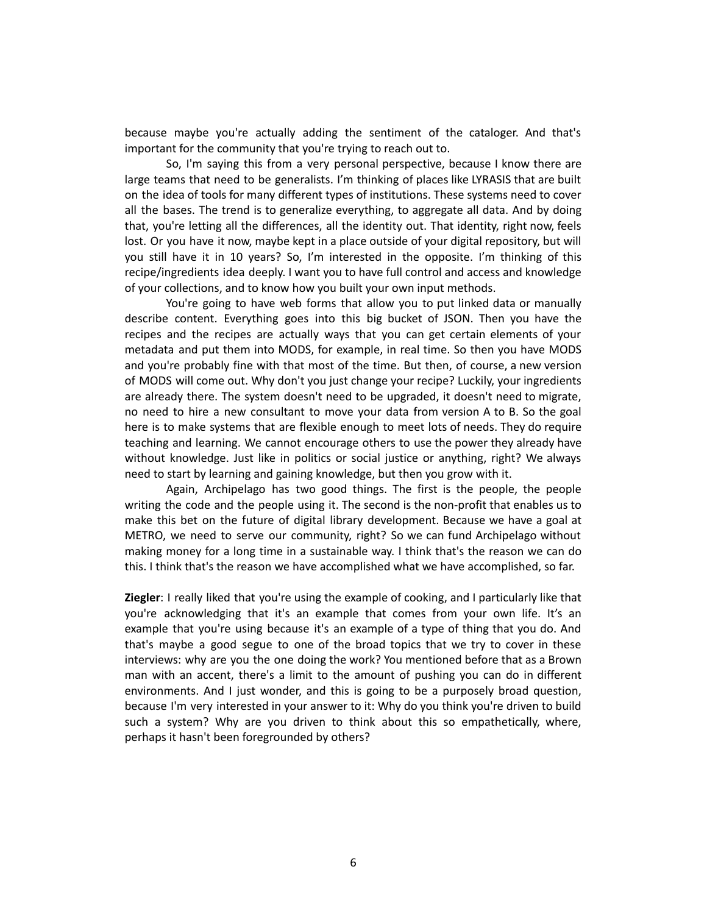because maybe you're actually adding the sentiment of the cataloger. And that's important for the community that you're trying to reach out to.

So, I'm saying this from a very personal perspective, because I know there are large teams that need to be generalists. I'm thinking of places like LYRASIS that are built on the idea of tools for many different types of institutions. These systems need to cover all the bases. The trend is to generalize everything, to aggregate all data. And by doing that, you're letting all the differences, all the identity out. That identity, right now, feels lost. Or you have it now, maybe kept in a place outside of your digital repository, but will you still have it in 10 years? So, I'm interested in the opposite. I'm thinking of this recipe/ingredients idea deeply. I want you to have full control and access and knowledge of your collections, and to know how you built your own input methods.

You're going to have web forms that allow you to put linked data or manually describe content. Everything goes into this big bucket of JSON. Then you have the recipes and the recipes are actually ways that you can get certain elements of your metadata and put them into MODS, for example, in real time. So then you have MODS and you're probably fine with that most of the time. But then, of course, a new version of MODS will come out. Why don't you just change your recipe? Luckily, your ingredients are already there. The system doesn't need to be upgraded, it doesn't need to migrate, no need to hire a new consultant to move your data from version A to B. So the goal here is to make systems that are flexible enough to meet lots of needs. They do require teaching and learning. We cannot encourage others to use the power they already have without knowledge. Just like in politics or social justice or anything, right? We always need to start by learning and gaining knowledge, but then you grow with it.

Again, Archipelago has two good things. The first is the people, the people writing the code and the people using it. The second is the non-profit that enables us to make this bet on the future of digital library development. Because we have a goal at METRO, we need to serve our community, right? So we can fund Archipelago without making money for a long time in a sustainable way. I think that's the reason we can do this. I think that's the reason we have accomplished what we have accomplished, so far.

**Ziegler**: I really liked that you're using the example of cooking, and I particularly like that you're acknowledging that it's an example that comes from your own life. It's an example that you're using because it's an example of a type of thing that you do. And that's maybe a good segue to one of the broad topics that we try to cover in these interviews: why are you the one doing the work? You mentioned before that as a Brown man with an accent, there's a limit to the amount of pushing you can do in different environments. And I just wonder, and this is going to be a purposely broad question, because I'm very interested in your answer to it: Why do you think you're driven to build such a system? Why are you driven to think about this so empathetically, where, perhaps it hasn't been foregrounded by others?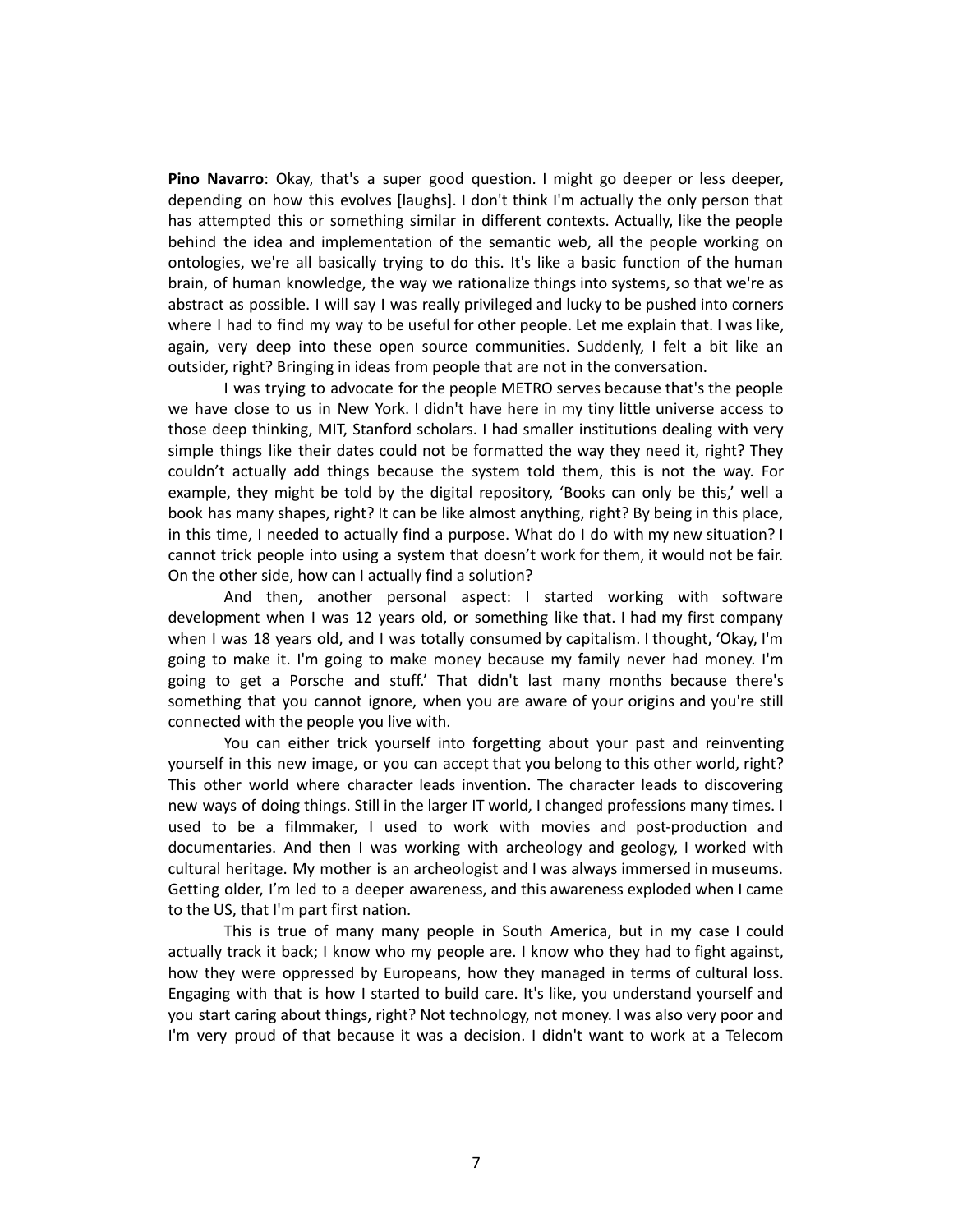**Pino Navarro**: Okay, that's a super good question. I might go deeper or less deeper, depending on how this evolves [laughs]. I don't think I'm actually the only person that has attempted this or something similar in different contexts. Actually, like the people behind the idea and implementation of the semantic web, all the people working on ontologies, we're all basically trying to do this. It's like a basic function of the human brain, of human knowledge, the way we rationalize things into systems, so that we're as abstract as possible. I will say I was really privileged and lucky to be pushed into corners where I had to find my way to be useful for other people. Let me explain that. I was like, again, very deep into these open source communities. Suddenly, I felt a bit like an outsider, right? Bringing in ideas from people that are not in the conversation.

I was trying to advocate for the people METRO serves because that's the people we have close to us in New York. I didn't have here in my tiny little universe access to those deep thinking, MIT, Stanford scholars. I had smaller institutions dealing with very simple things like their dates could not be formatted the way they need it, right? They couldn't actually add things because the system told them, this is not the way. For example, they might be told by the digital repository, 'Books can only be this,' well a book has many shapes, right? It can be like almost anything, right? By being in this place, in this time, I needed to actually find a purpose. What do I do with my new situation? I cannot trick people into using a system that doesn't work for them, it would not be fair. On the other side, how can I actually find a solution?

And then, another personal aspect: I started working with software development when I was 12 years old, or something like that. I had my first company when I was 18 years old, and I was totally consumed by capitalism. I thought, 'Okay, I'm going to make it. I'm going to make money because my family never had money. I'm going to get a Porsche and stuff.' That didn't last many months because there's something that you cannot ignore, when you are aware of your origins and you're still connected with the people you live with.

You can either trick yourself into forgetting about your past and reinventing yourself in this new image, or you can accept that you belong to this other world, right? This other world where character leads invention. The character leads to discovering new ways of doing things. Still in the larger IT world, I changed professions many times. I used to be a filmmaker, I used to work with movies and post-production and documentaries. And then I was working with archeology and geology, I worked with cultural heritage. My mother is an archeologist and I was always immersed in museums. Getting older, I'm led to a deeper awareness, and this awareness exploded when I came to the US, that I'm part first nation.

This is true of many many people in South America, but in my case I could actually track it back; I know who my people are. I know who they had to fight against, how they were oppressed by Europeans, how they managed in terms of cultural loss. Engaging with that is how I started to build care. It's like, you understand yourself and you start caring about things, right? Not technology, not money. I was also very poor and I'm very proud of that because it was a decision. I didn't want to work at a Telecom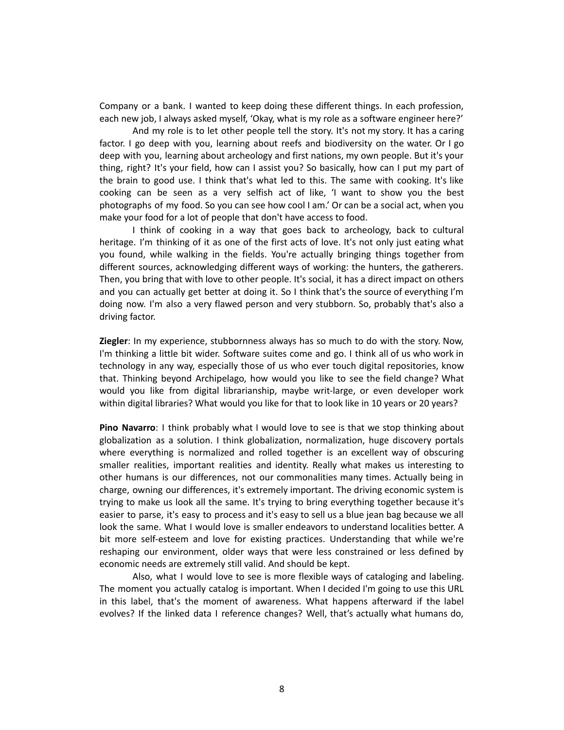Company or a bank. I wanted to keep doing these different things. In each profession, each new job, I always asked myself, 'Okay, what is my role as a software engineer here?'

And my role is to let other people tell the story. It's not my story. It has a caring factor. I go deep with you, learning about reefs and biodiversity on the water. Or I go deep with you, learning about archeology and first nations, my own people. But it's your thing, right? It's your field, how can I assist you? So basically, how can I put my part of the brain to good use. I think that's what led to this. The same with cooking. It's like cooking can be seen as a very selfish act of like, 'I want to show you the best photographs of my food. So you can see how cool I am.' Or can be a social act, when you make your food for a lot of people that don't have access to food.

I think of cooking in a way that goes back to archeology, back to cultural heritage. I'm thinking of it as one of the first acts of love. It's not only just eating what you found, while walking in the fields. You're actually bringing things together from different sources, acknowledging different ways of working: the hunters, the gatherers. Then, you bring that with love to other people. It's social, it has a direct impact on others and you can actually get better at doing it. So I think that's the source of everything I'm doing now. I'm also a very flawed person and very stubborn. So, probably that's also a driving factor.

**Ziegler**: In my experience, stubbornness always has so much to do with the story. Now, I'm thinking a little bit wider. Software suites come and go. I think all of us who work in technology in any way, especially those of us who ever touch digital repositories, know that. Thinking beyond Archipelago, how would you like to see the field change? What would you like from digital librarianship, maybe writ-large, or even developer work within digital libraries? What would you like for that to look like in 10 years or 20 years?

**Pino Navarro**: I think probably what I would love to see is that we stop thinking about globalization as a solution. I think globalization, normalization, huge discovery portals where everything is normalized and rolled together is an excellent way of obscuring smaller realities, important realities and identity. Really what makes us interesting to other humans is our differences, not our commonalities many times. Actually being in charge, owning our differences, it's extremely important. The driving economic system is trying to make us look all the same. It's trying to bring everything together because it's easier to parse, it's easy to process and it's easy to sell us a blue jean bag because we all look the same. What I would love is smaller endeavors to understand localities better. A bit more self-esteem and love for existing practices. Understanding that while we're reshaping our environment, older ways that were less constrained or less defined by economic needs are extremely still valid. And should be kept.

Also, what I would love to see is more flexible ways of cataloging and labeling. The moment you actually catalog is important. When I decided I'm going to use this URL in this label, that's the moment of awareness. What happens afterward if the label evolves? If the linked data I reference changes? Well, that's actually what humans do,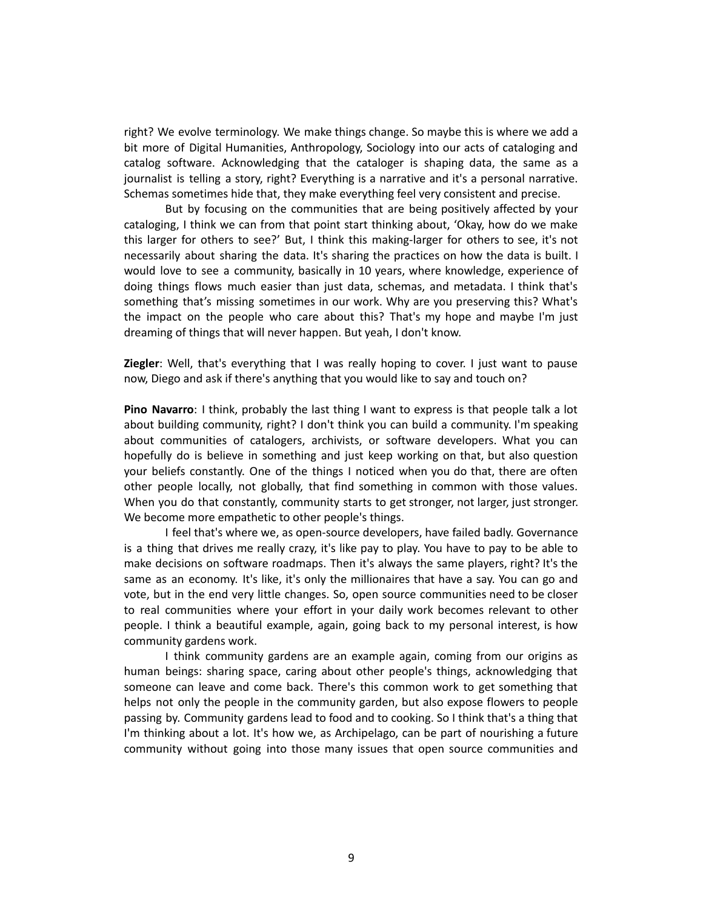right? We evolve terminology. We make things change. So maybe this is where we add a bit more of Digital Humanities, Anthropology, Sociology into our acts of cataloging and catalog software. Acknowledging that the cataloger is shaping data, the same as a journalist is telling a story, right? Everything is a narrative and it's a personal narrative. Schemas sometimes hide that, they make everything feel very consistent and precise.

But by focusing on the communities that are being positively affected by your cataloging, I think we can from that point start thinking about, 'Okay, how do we make this larger for others to see?' But, I think this making-larger for others to see, it's not necessarily about sharing the data. It's sharing the practices on how the data is built. I would love to see a community, basically in 10 years, where knowledge, experience of doing things flows much easier than just data, schemas, and metadata. I think that's something that's missing sometimes in our work. Why are you preserving this? What's the impact on the people who care about this? That's my hope and maybe I'm just dreaming of things that will never happen. But yeah, I don't know.

**Ziegler**: Well, that's everything that I was really hoping to cover. I just want to pause now, Diego and ask if there's anything that you would like to say and touch on?

**Pino Navarro**: I think, probably the last thing I want to express is that people talk a lot about building community, right? I don't think you can build a community. I'm speaking about communities of catalogers, archivists, or software developers. What you can hopefully do is believe in something and just keep working on that, but also question your beliefs constantly. One of the things I noticed when you do that, there are often other people locally, not globally, that find something in common with those values. When you do that constantly, community starts to get stronger, not larger, just stronger. We become more empathetic to other people's things.

I feel that's where we, as open-source developers, have failed badly. Governance is a thing that drives me really crazy, it's like pay to play. You have to pay to be able to make decisions on software roadmaps. Then it's always the same players, right? It's the same as an economy. It's like, it's only the millionaires that have a say. You can go and vote, but in the end very little changes. So, open source communities need to be closer to real communities where your effort in your daily work becomes relevant to other people. I think a beautiful example, again, going back to my personal interest, is how community gardens work.

I think community gardens are an example again, coming from our origins as human beings: sharing space, caring about other people's things, acknowledging that someone can leave and come back. There's this common work to get something that helps not only the people in the community garden, but also expose flowers to people passing by. Community gardens lead to food and to cooking. So I think that's a thing that I'm thinking about a lot. It's how we, as Archipelago, can be part of nourishing a future community without going into those many issues that open source communities and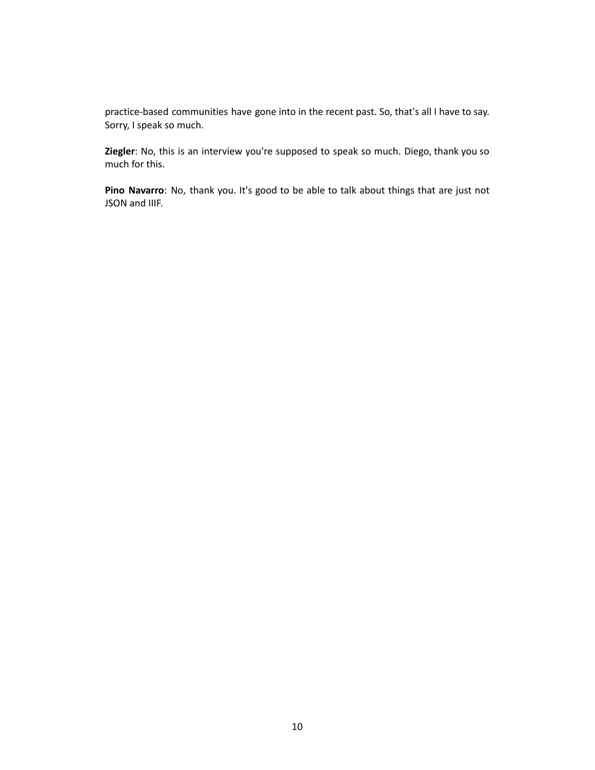practice-based communities have gone into in the recent past. So, that's all I have to say. Sorry, I speak so much.

**Ziegler**: No, this is an interview you're supposed to speak so much. Diego, thank you so much for this.

**Pino Navarro**: No, thank you. It's good to be able to talk about things that are just not JSON and IIIF.